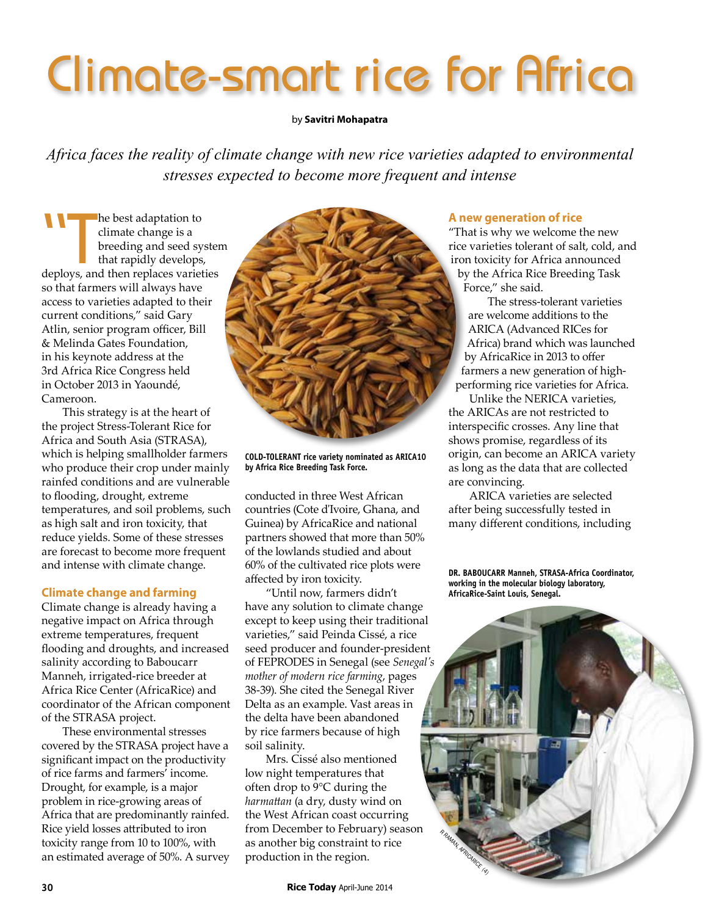# Climate-smart rice for Africa

by **Savitri Mohapatra**

*Africa faces the reality of climate change with new rice varieties adapted to environmental stresses expected to become more frequent and intense*

"The best adaptation to climate change is a breeding and seed system that rapidly develops, deploys, and then replaces varieties so that farmers will always have access to varieties adapted to their current conditions," said Gary Atlin, senior program officer, Bill & Melinda Gates Foundation, in his keynote address at the 3rd Africa Rice Congress held in October 2013 in Yaoundé, Cameroon.

This strategy is at the heart of the project Stress-Tolerant Rice for Africa and South Asia (STRASA), which is helping smallholder farmers who produce their crop under mainly rainfed conditions and are vulnerable to flooding, drought, extreme temperatures, and soil problems, such as high salt and iron toxicity, that reduce yields. Some of these stresses are forecast to become more frequent and intense with climate change.

## Climate change and farming

Climate change is already having a negative impact on Africa through extreme temperatures, frequent flooding and droughts, and increased salinity according to Baboucarr Manneh, irrigated-rice breeder at Africa Rice Center (AfricaRice) and coordinator of the African component of the STRASA project.

These environmental stresses covered by the STRASA project have a significant impact on the productivity of rice farms and farmers' income. Drought, for example, is a major problem in rice-growing areas of Africa that are predominantly rainfed. Rice yield losses attributed to iron toxicity range from 10 to 100%, with an estimated average of 50%. A survey conducted in three West African countries (Cote d'Ivoire, Ghana, and Guinea) by AfricaRice and national partners showed that more than 50% of the lowlands studied and about 60% of the cultivated rice plots were affected by iron toxicity.

COLD-TOLERANT rice variety nominated as ARICA10 by Africa Rice Breeding Task Force.

"Until now, farmers didn't have any solution to climate change except to keep using their traditional varieties," said Peinda Cissé, a rice seed producer and founder-president of FEPRODES in Senegal (see *Senegal's mother of modern rice farming*, pages 38-39). She cited the Senegal River Delta as an example. Vast areas in the delta have been abandoned by rice farmers because of high soil salinity.

Mrs. Cissé also mentioned low night temperatures that often drop to 9°C during the *harmattan* (a dry, dusty wind on the West African coast occurring from December to February) season as another big constraint to rice production in the region.

## A new generation of rice

"That is why we welcome the new rice varieties tolerant of salt, cold, and iron toxicity for Africa announced by the Africa Rice Breeding Task Force," she said.

The stress-tolerant varieties are welcome additions to the ARICA (Advanced RICEs for Africa) brand which was launched by AfricaRice in 2013 to offer farmers a new generation of high-performing rice varieties for Africa.

Unlike the NERICA varieties, the ARICAs are not restricted to interspecific crosses. Any line that shows promise, regardless of its origin, can become an ARICA variety as long as the data that are collected are convincing.

ARICA varieties are selected after being successfully tested in many different conditions, including

DR. BABOUCARR Manneh, STRASA-Africa Coordinator, working in the molecular biology laboratory, AfricaRice-Saint Louis, Senegal.

R RAMAN, AFRICARICE (4)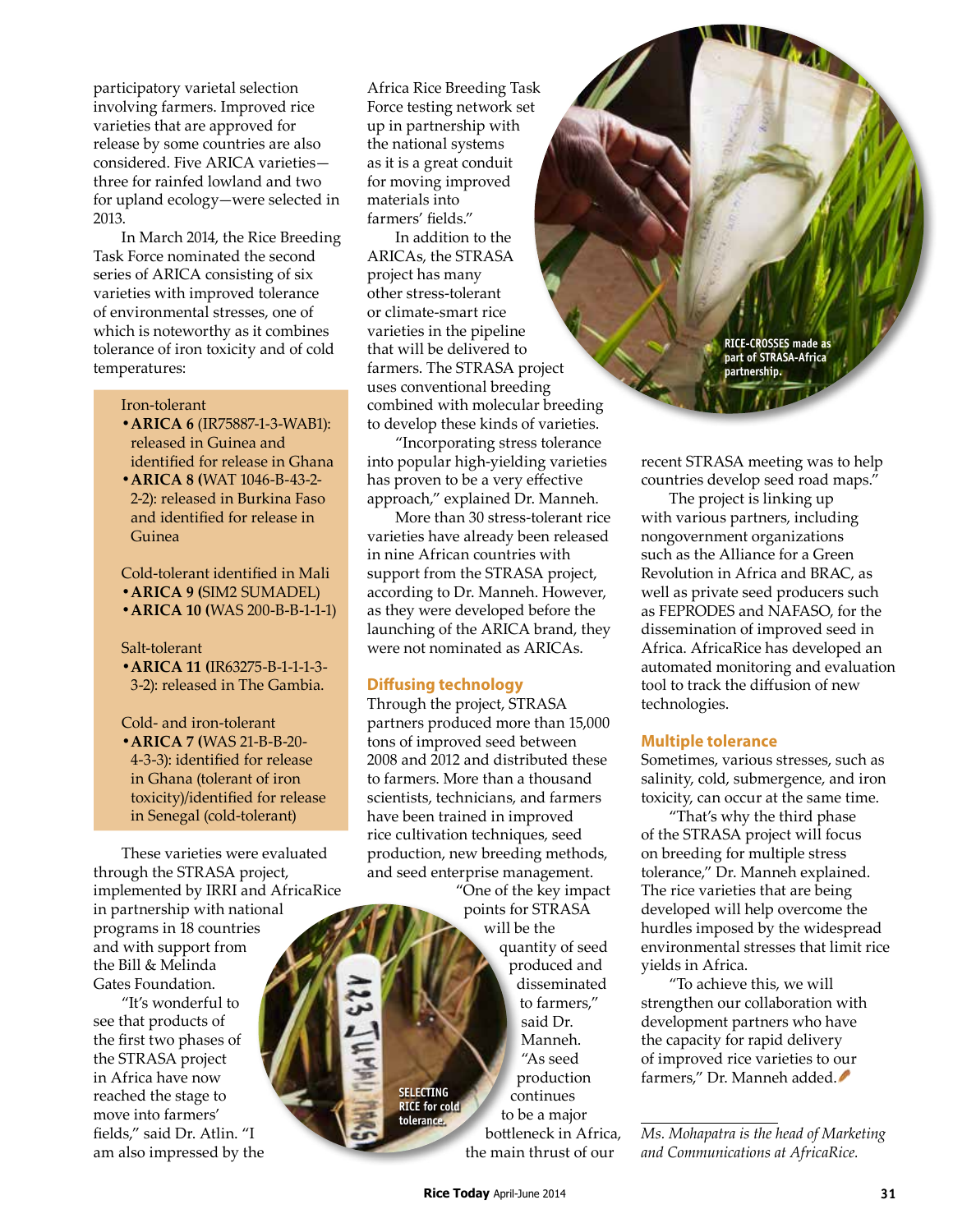participatory varietal selection involving farmers. Improved rice varieties that are approved for release by some countries are also considered. Five ARICA varieties—three for rainfed lowland and two for upland ecology—were selected in 2013.

In March 2014, the Rice Breeding Task Force nominated the second series of ARICA consisting of six varieties with improved tolerance of environmental stresses, one of which is noteworthy as it combines tolerance of iron toxicity and of cold temperatures:

Iron-tolerant

- **ARICA 6** (IR75887-1-3-WAB1): released in Guinea and identified for release in Ghana
- **ARICA 8** (WAT 1046-B-43-2-2-2): released in Burkina Faso and identified for release in Guinea

Cold-tolerant identified in Mali

- **ARICA 9** (SIM2 SUMADEL)
- **ARICA 10** (WAS 200-B-B-1-1-1)

Salt-tolerant

- **ARICA 11** (IR63275-B-1-1-3-3-2): released in The Gambia.

Cold- and iron-tolerant

- **ARICA 7** (WAS 21-B-B-20-4-3-3): identified for release in Ghana (tolerant of iron toxicity)/identified for release in Senegal (cold-tolerant)

These varieties were evaluated through the STRASA project, implemented by IRRI and AfricaRice in partnership with national programs in 18 countries and with support from the Bill & Melinda Gates Foundation.

"It's wonderful to see that products of the first two phases of the STRASA project in Africa have now reached the stage to move into farmers' fields," said Dr. Atlin. "I am also impressed by the Africa Rice Breeding Task Force testing network set up in partnership with the national systems as it is a great conduit for moving improved materials into farmers' fields."

In addition to the ARICAs, the STRASA project has many other stress-tolerant or climate-smart rice varieties in the pipeline that will be delivered to farmers. The STRASA project uses conventional breeding combined with molecular breeding to develop these kinds of varieties.

"Incorporating stress tolerance into popular high-yielding varieties has proven to be a very effective approach," explained Dr. Manneh.

More than 30 stress-tolerant rice varieties have already been released in nine African countries with support from the STRASA project, according to Dr. Manneh. However, as they were developed before the launching of the ARICA brand, they were not nominated as ARICAs.

RICE-CROSSES made as part of STRASA-Africa partnership.

## Diffusing technology

Through the project, STRASA partners produced more than 15,000 tons of improved seed between 2008 and 2012 and distributed these to farmers. More than a thousand scientists, technicians, and farmers have been trained in improved rice cultivation techniques, seed production, new breeding methods, and seed enterprise management.

"One of the key impact points for STRASA will be the quantity of seed produced and disseminated to farmers," said Dr. Manneh. "As seed production continues to be a major bottleneck in Africa, the main thrust of our recent STRASA meeting was to help countries develop seed road maps."

SELECTING RICE for cold tolerance.

The project is linking up with various partners, including nongovernment organizations such as the Alliance for a Green Revolution in Africa and BRAC, as well as private seed producers such as FEPRODES and NAFASO, for the dissemination of improved seed in Africa. AfricaRice has developed an automated monitoring and evaluation tool to track the diffusion of new technologies.

## Multiple tolerance

Sometimes, various stresses, such as salinity, cold, submergence, and iron toxicity, can occur at the same time.

"That's why the third phase of the STRASA project will focus on breeding for multiple stress tolerance," Dr. Manneh explained. The rice varieties that are being developed will help overcome the hurdles imposed by the widespread environmental stresses that limit rice yields in Africa.

"To achieve this, we will strengthen our collaboration with development partners who have the capacity for rapid delivery of improved rice varieties to our farmers," Dr. Manneh added.

*Ms. Mohapatra is the head of Marketing and Communications at AfricaRice.*